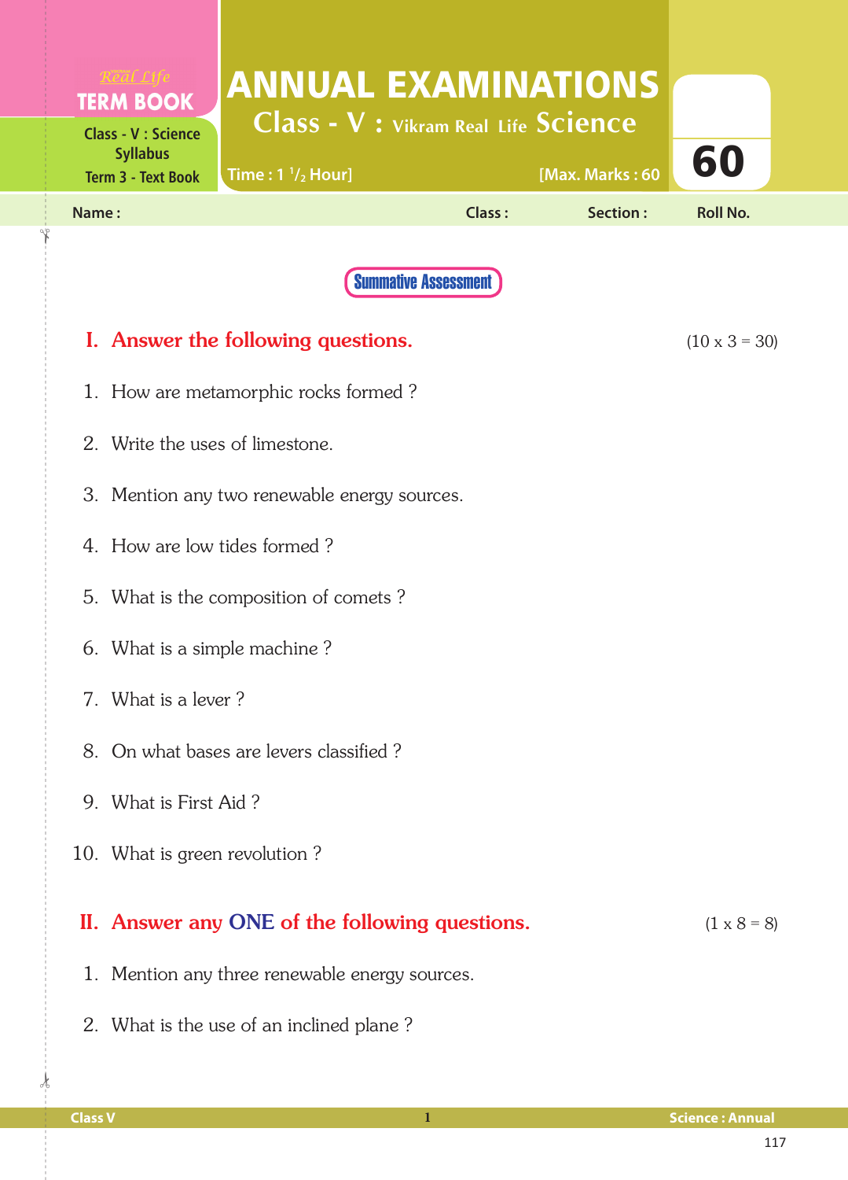Real Life
**TERM BOOK**
Class - V : Science Syllabus
Term 3 - Text Book

# ANNUAL EXAMINATIONS

## Class - V : Vikram Real Life Science

Time : 1 $^{1}/_{2}$ Hour] [Max. Marks : 60

**60**

Name : Class : Section : Roll No.

**Summative Assessment**

## I. Answer the following questions. (10 x 3 = 30)

1. How are metamorphic rocks formed ?
2. Write the uses of limestone.
3. Mention any two renewable energy sources.
4. How are low tides formed ?
5. What is the composition of comets ?
6. What is a simple machine ?
7. What is a lever ?
8. On what bases are levers classified ?
9. What is First Aid ?
10. What is green revolution ?

## II. Answer any ONE of the following questions. (1 x 8 = 8)

1. Mention any three renewable energy sources.
2. What is the use of an inclined plane ?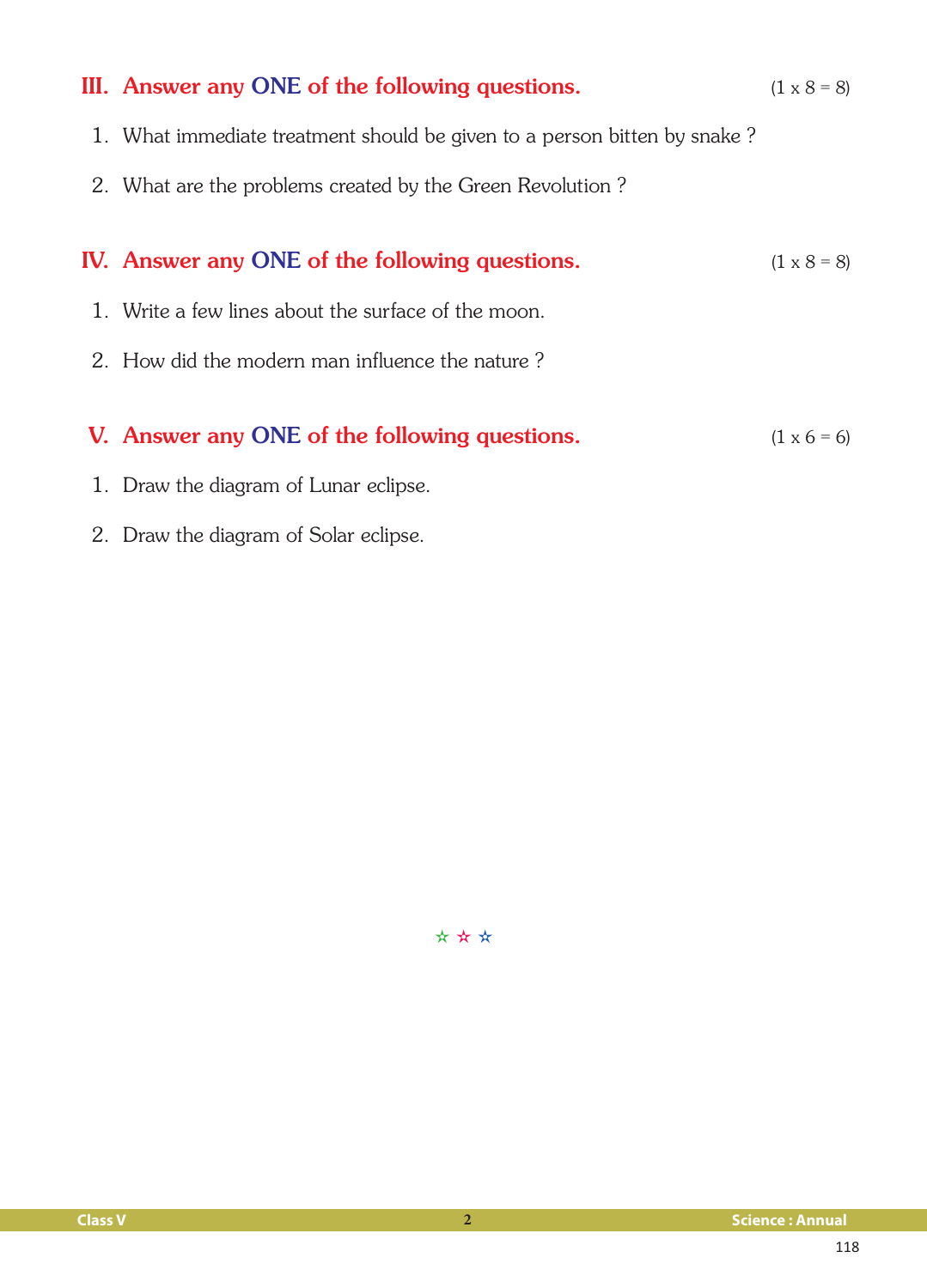## III. Answer any ONE of the following questions. (1 x 8 = 8)

1. What immediate treatment should be given to a person bitten by snake ?
2. What are the problems created by the Green Revolution ?

## IV. Answer any ONE of the following questions. (1 x 8 = 8)

1. Write a few lines about the surface of the moon.
2. How did the modern man influence the nature ?

## V. Answer any ONE of the following questions. (1 x 6 = 6)

1. Draw the diagram of Lunar eclipse.
2. Draw the diagram of Solar eclipse.

☆ ☆ ☆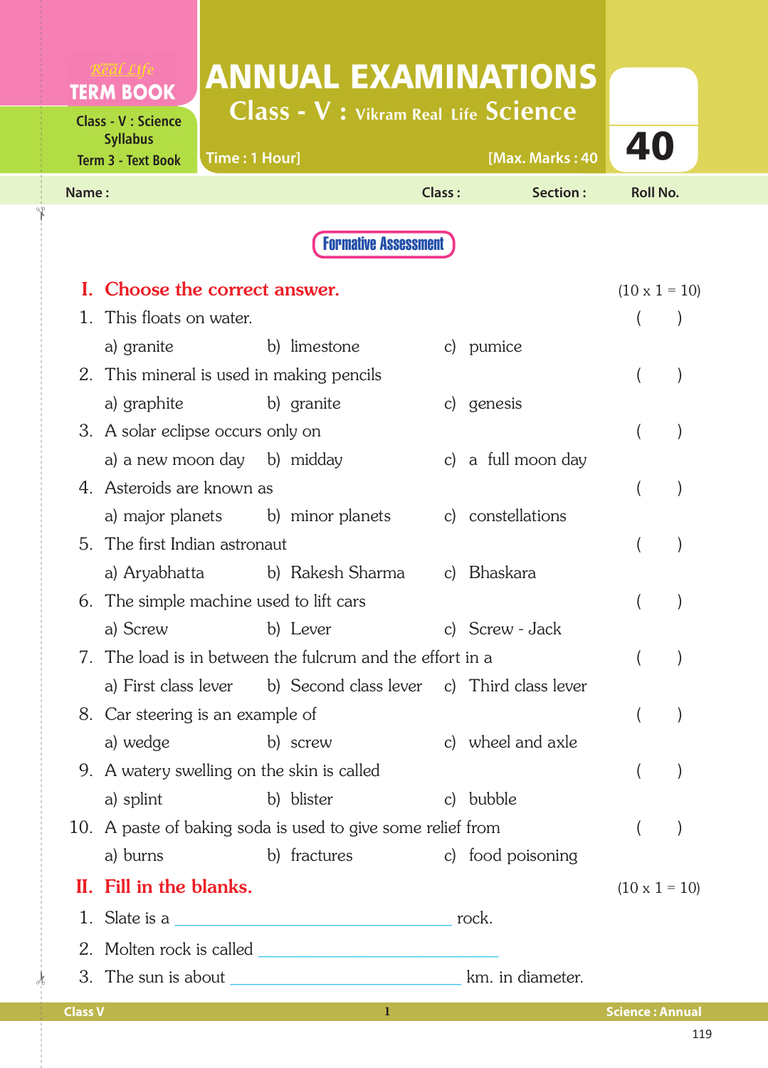Real Life
**TERM BOOK**

Class - V : Science Syllabus
Term 3 - Text Book

# ANNUAL EXAMINATIONS

## Class - V : Vikram Real Life Science

Time : 1 Hour] [Max. Marks : 40

**40**

Name : Class : Section : Roll No.

**Formative Assessment**

## I. Choose the correct answer. (10 x 1 = 10)

1. This floats on water. ( )
   a) granite b) limestone c) pumice
2. This mineral is used in making pencils ( )
   a) graphite b) granite c) genesis
3. A solar eclipse occurs only on ( )
   a) a new moon day b) midday c) a full moon day
4. Asteroids are known as ( )
   a) major planets b) minor planets c) constellations
5. The first Indian astronaut ( )
   a) Aryabhatta b) Rakesh Sharma c) Bhaskara
6. The simple machine used to lift cars ( )
   a) Screw b) Lever c) Screw - Jack
7. The load is in between the fulcrum and the effort in a ( )
   a) First class lever b) Second class lever c) Third class lever
8. Car steering is an example of ( )
   a) wedge b) screw c) wheel and axle
9. A watery swelling on the skin is called ( )
   a) splint b) blister c) bubble
10. A paste of baking soda is used to give some relief from ( )
    a) burns b) fractures c) food poisoning

## II. Fill in the blanks. (10 x 1 = 10)

1. Slate is a ______________________ rock.
2. Molten rock is called ______________________
3. The sun is about ______________________ km. in diameter.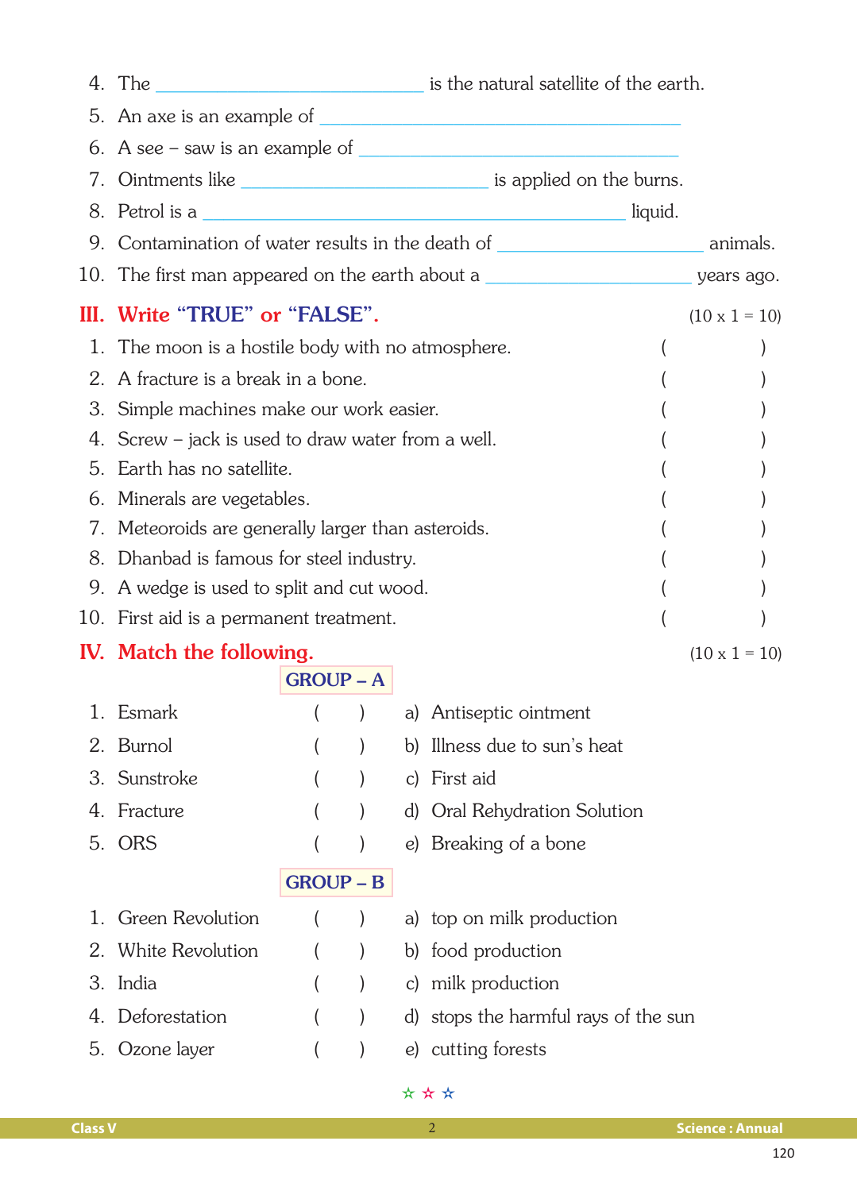4. The ______________________ is the natural satellite of the earth.
5. An axe is an example of ______________________
6. A see – saw is an example of ______________________
7. Ointments like ______________________ is applied on the burns.
8. Petrol is a ______________________ liquid.
9. Contamination of water results in the death of ______________________ animals.
10. The first man appeared on the earth about a ______________________ years ago.

## III. Write "TRUE" or "FALSE". (10 x 1 = 10)

1. The moon is a hostile body with no atmosphere. (        )
2. A fracture is a break in a bone. (        )
3. Simple machines make our work easier. (        )
4. Screw – jack is used to draw water from a well. (        )
5. Earth has no satellite. (        )
6. Minerals are vegetables. (        )
7. Meteoroids are generally larger than asteroids. (        )
8. Dhanbad is famous for steel industry. (        )
9. A wedge is used to split and cut wood. (        )
10. First aid is a permanent treatment. (        )

## IV. Match the following. (10 x 1 = 10)

**GROUP – A**

| | | |
|---|---|---|
| 1. Esmark | (    ) | a) Antiseptic ointment |
| 2. Burnol | (    ) | b) Illness due to sun's heat |
| 3. Sunstroke | (    ) | c) First aid |
| 4. Fracture | (    ) | d) Oral Rehydration Solution |
| 5. ORS | (    ) | e) Breaking of a bone |

**GROUP – B**

| | | |
|---|---|---|
| 1. Green Revolution | (    ) | a) top on milk production |
| 2. White Revolution | (    ) | b) food production |
| 3. India | (    ) | c) milk production |
| 4. Deforestation | (    ) | d) stops the harmful rays of the sun |
| 5. Ozone layer | (    ) | e) cutting forests |

☆ ☆ ☆